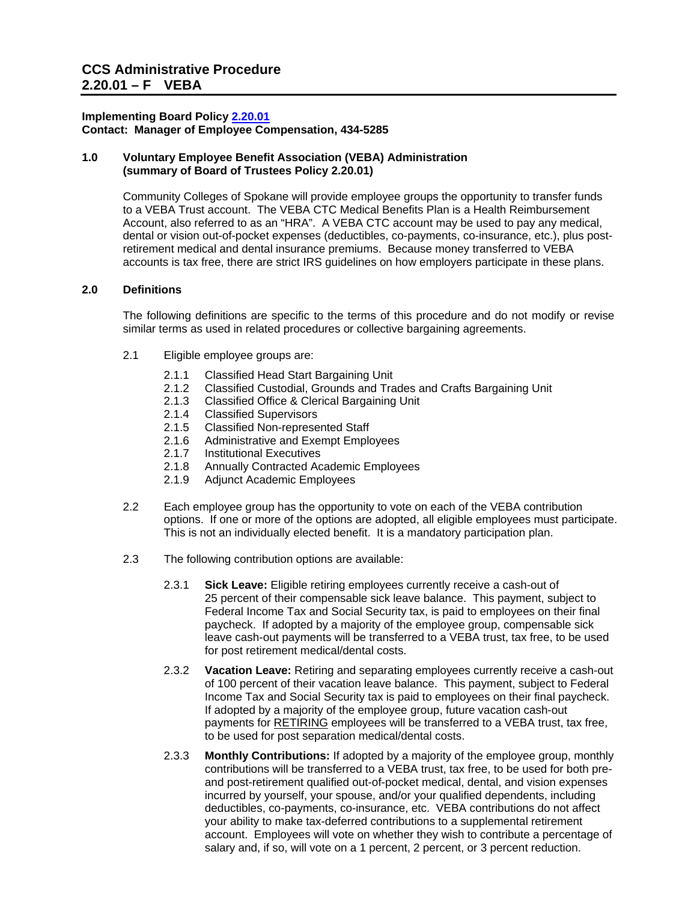# CCS Administrative Procedure 2.20.01 – F VEBA

**Implementing Board Policy 2.20.01**
**Contact: Manager of Employee Compensation, 434-5285**

## 1.0 Voluntary Employee Benefit Association (VEBA) Administration (summary of Board of Trustees Policy 2.20.01)

Community Colleges of Spokane will provide employee groups the opportunity to transfer funds to a VEBA Trust account. The VEBA CTC Medical Benefits Plan is a Health Reimbursement Account, also referred to as an "HRA". A VEBA CTC account may be used to pay any medical, dental or vision out-of-pocket expenses (deductibles, co-payments, co-insurance, etc.), plus post-retirement medical and dental insurance premiums. Because money transferred to VEBA accounts is tax free, there are strict IRS guidelines on how employers participate in these plans.

## 2.0 Definitions

The following definitions are specific to the terms of this procedure and do not modify or revise similar terms as used in related procedures or collective bargaining agreements.

2.1 Eligible employee groups are:

- 2.1.1 Classified Head Start Bargaining Unit
- 2.1.2 Classified Custodial, Grounds and Trades and Crafts Bargaining Unit
- 2.1.3 Classified Office & Clerical Bargaining Unit
- 2.1.4 Classified Supervisors
- 2.1.5 Classified Non-represented Staff
- 2.1.6 Administrative and Exempt Employees
- 2.1.7 Institutional Executives
- 2.1.8 Annually Contracted Academic Employees
- 2.1.9 Adjunct Academic Employees

2.2 Each employee group has the opportunity to vote on each of the VEBA contribution options. If one or more of the options are adopted, all eligible employees must participate. This is not an individually elected benefit. It is a mandatory participation plan.

2.3 The following contribution options are available:

2.3.1 **Sick Leave:** Eligible retiring employees currently receive a cash-out of 25 percent of their compensable sick leave balance. This payment, subject to Federal Income Tax and Social Security tax, is paid to employees on their final paycheck. If adopted by a majority of the employee group, compensable sick leave cash-out payments will be transferred to a VEBA trust, tax free, to be used for post retirement medical/dental costs.

2.3.2 **Vacation Leave:** Retiring and separating employees currently receive a cash-out of 100 percent of their vacation leave balance. This payment, subject to Federal Income Tax and Social Security tax is paid to employees on their final paycheck. If adopted by a majority of the employee group, future vacation cash-out payments for RETIRING employees will be transferred to a VEBA trust, tax free, to be used for post separation medical/dental costs.

2.3.3 **Monthly Contributions:** If adopted by a majority of the employee group, monthly contributions will be transferred to a VEBA trust, tax free, to be used for both pre- and post-retirement qualified out-of-pocket medical, dental, and vision expenses incurred by yourself, your spouse, and/or your qualified dependents, including deductibles, co-payments, co-insurance, etc. VEBA contributions do not affect your ability to make tax-deferred contributions to a supplemental retirement account. Employees will vote on whether they wish to contribute a percentage of salary and, if so, will vote on a 1 percent, 2 percent, or 3 percent reduction.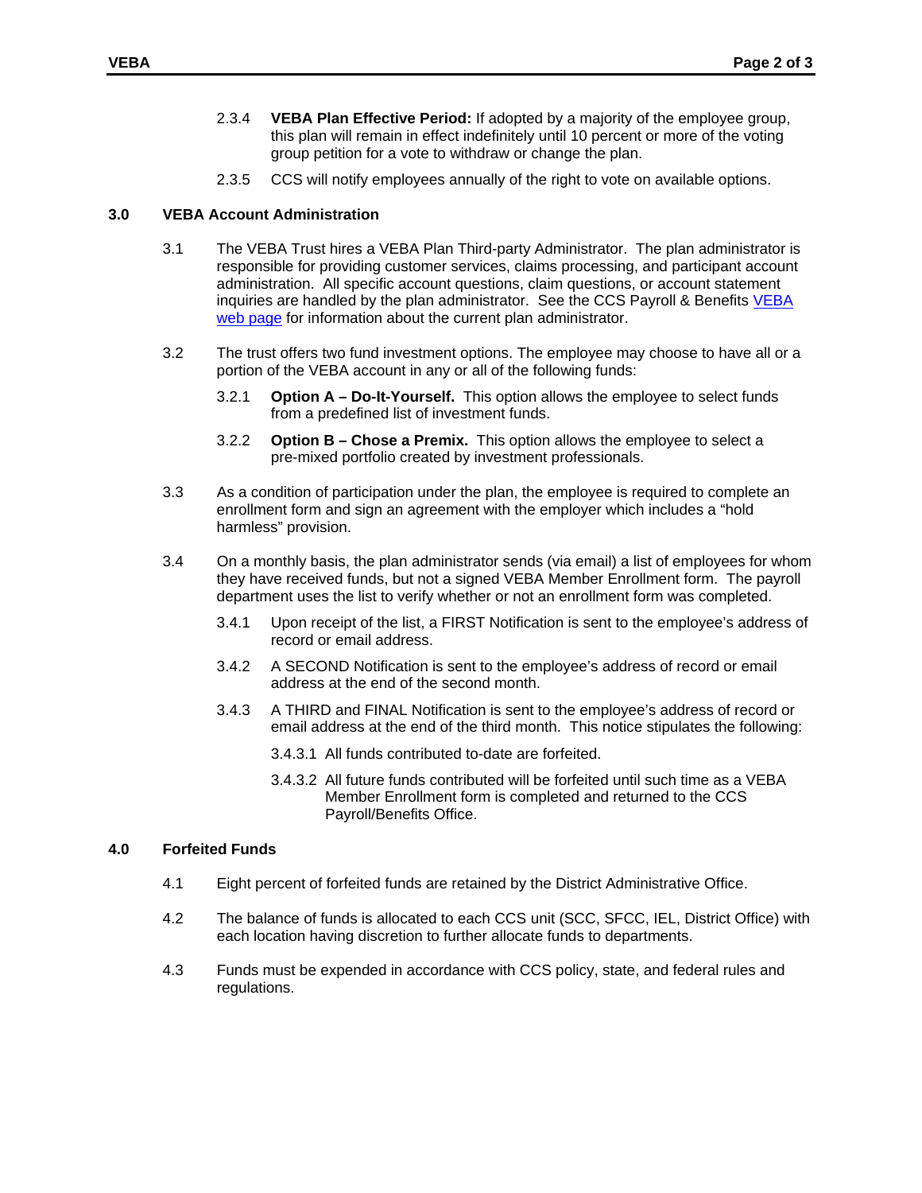2.3.4 **VEBA Plan Effective Period:** If adopted by a majority of the employee group, this plan will remain in effect indefinitely until 10 percent or more of the voting group petition for a vote to withdraw or change the plan.

2.3.5 CCS will notify employees annually of the right to vote on available options.

## 3.0 VEBA Account Administration

3.1 The VEBA Trust hires a VEBA Plan Third-party Administrator. The plan administrator is responsible for providing customer services, claims processing, and participant account administration. All specific account questions, claim questions, or account statement inquiries are handled by the plan administrator. See the CCS Payroll & Benefits [VEBA web page] for information about the current plan administrator.

3.2 The trust offers two fund investment options. The employee may choose to have all or a portion of the VEBA account in any or all of the following funds:

3.2.1 **Option A – Do-It-Yourself.** This option allows the employee to select funds from a predefined list of investment funds.

3.2.2 **Option B – Chose a Premix.** This option allows the employee to select a pre-mixed portfolio created by investment professionals.

3.3 As a condition of participation under the plan, the employee is required to complete an enrollment form and sign an agreement with the employer which includes a "hold harmless" provision.

3.4 On a monthly basis, the plan administrator sends (via email) a list of employees for whom they have received funds, but not a signed VEBA Member Enrollment form. The payroll department uses the list to verify whether or not an enrollment form was completed.

3.4.1 Upon receipt of the list, a FIRST Notification is sent to the employee's address of record or email address.

3.4.2 A SECOND Notification is sent to the employee's address of record or email address at the end of the second month.

3.4.3 A THIRD and FINAL Notification is sent to the employee's address of record or email address at the end of the third month. This notice stipulates the following:

3.4.3.1 All funds contributed to-date are forfeited.

3.4.3.2 All future funds contributed will be forfeited until such time as a VEBA Member Enrollment form is completed and returned to the CCS Payroll/Benefits Office.

## 4.0 Forfeited Funds

4.1 Eight percent of forfeited funds are retained by the District Administrative Office.

4.2 The balance of funds is allocated to each CCS unit (SCC, SFCC, IEL, District Office) with each location having discretion to further allocate funds to departments.

4.3 Funds must be expended in accordance with CCS policy, state, and federal rules and regulations.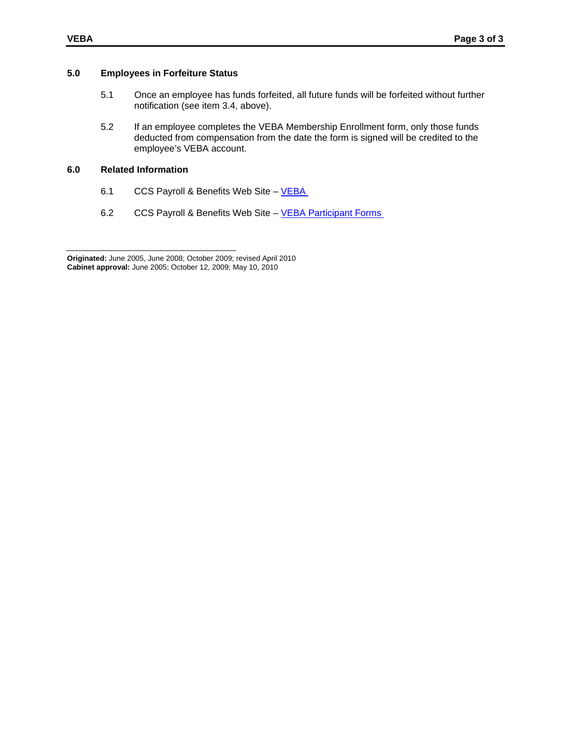## 5.0 Employees in Forfeiture Status

5.1 Once an employee has funds forfeited, all future funds will be forfeited without further notification (see item 3.4, above).

5.2 If an employee completes the VEBA Membership Enrollment form, only those funds deducted from compensation from the date the form is signed will be credited to the employee's VEBA account.

## 6.0 Related Information

6.1 CCS Payroll & Benefits Web Site – VEBA

6.2 CCS Payroll & Benefits Web Site – VEBA Participant Forms

---

**Originated:** June 2005, June 2008; October 2009; revised April 2010
**Cabinet approval:** June 2005; October 12, 2009; May 10, 2010